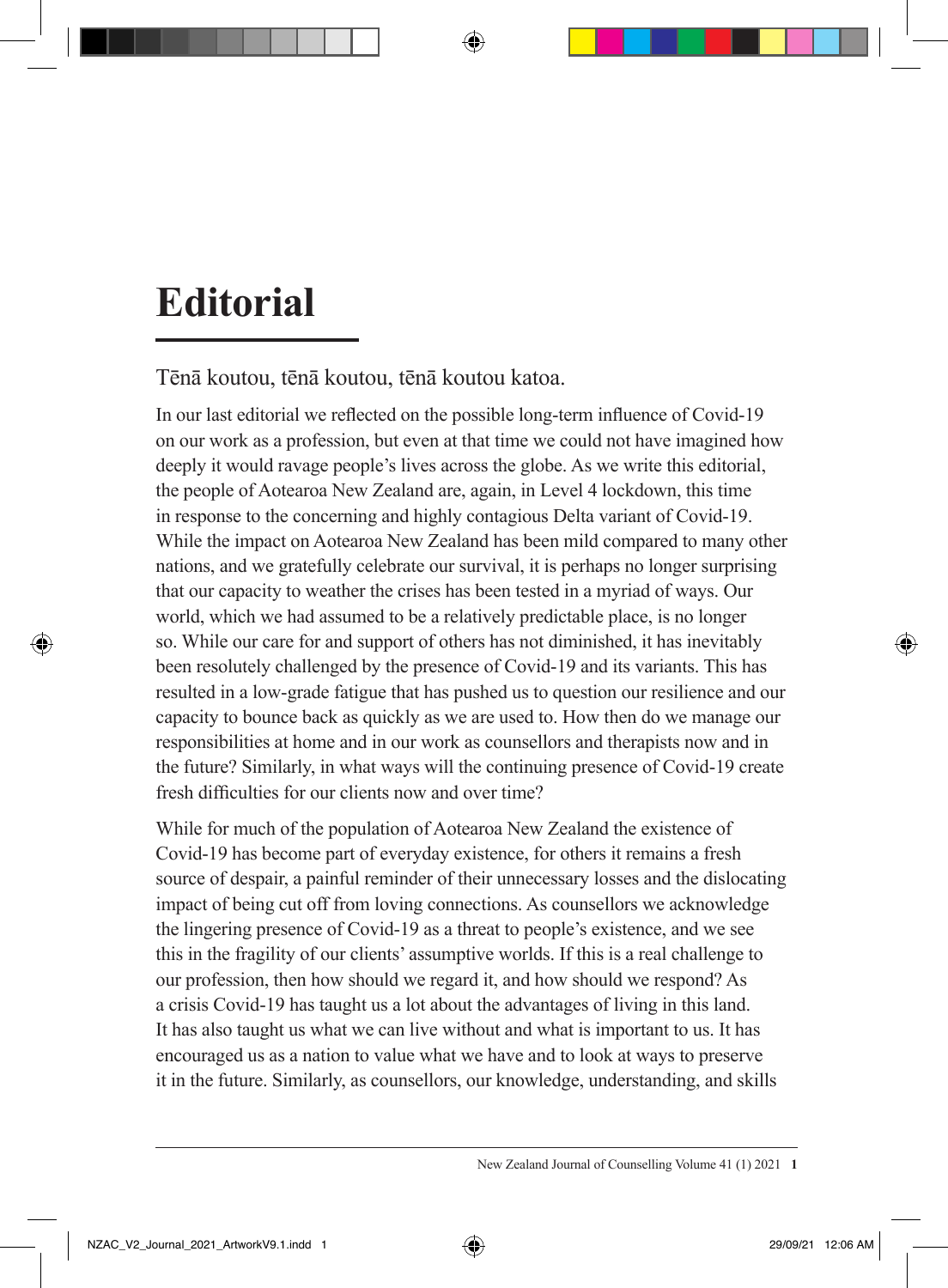# Editorial

Tēnā koutou, tēnā koutou, tēnā koutou katoa.

In our last editorial we reflected on the possible long-term influence of Covid-19 on our work as a profession, but even at that time we could not have imagined how deeply it would ravage people's lives across the globe. As we write this editorial, the people of Aotearoa New Zealand are, again, in Level 4 lockdown, this time in response to the concerning and highly contagious Delta variant of Covid-19. While the impact on Aotearoa New Zealand has been mild compared to many other nations, and we gratefully celebrate our survival, it is perhaps no longer surprising that our capacity to weather the crises has been tested in a myriad of ways. Our world, which we had assumed to be a relatively predictable place, is no longer so. While our care for and support of others has not diminished, it has inevitably been resolutely challenged by the presence of Covid-19 and its variants. This has resulted in a low-grade fatigue that has pushed us to question our resilience and our capacity to bounce back as quickly as we are used to. How then do we manage our responsibilities at home and in our work as counsellors and therapists now and in the future? Similarly, in what ways will the continuing presence of Covid-19 create fresh difficulties for our clients now and over time?

While for much of the population of Aotearoa New Zealand the existence of Covid-19 has become part of everyday existence, for others it remains a fresh source of despair, a painful reminder of their unnecessary losses and the dislocating impact of being cut off from loving connections. As counsellors we acknowledge the lingering presence of Covid-19 as a threat to people's existence, and we see this in the fragility of our clients' assumptive worlds. If this is a real challenge to our profession, then how should we regard it, and how should we respond? As a crisis Covid-19 has taught us a lot about the advantages of living in this land. It has also taught us what we can live without and what is important to us. It has encouraged us as a nation to value what we have and to look at ways to preserve it in the future. Similarly, as counsellors, our knowledge, understanding, and skills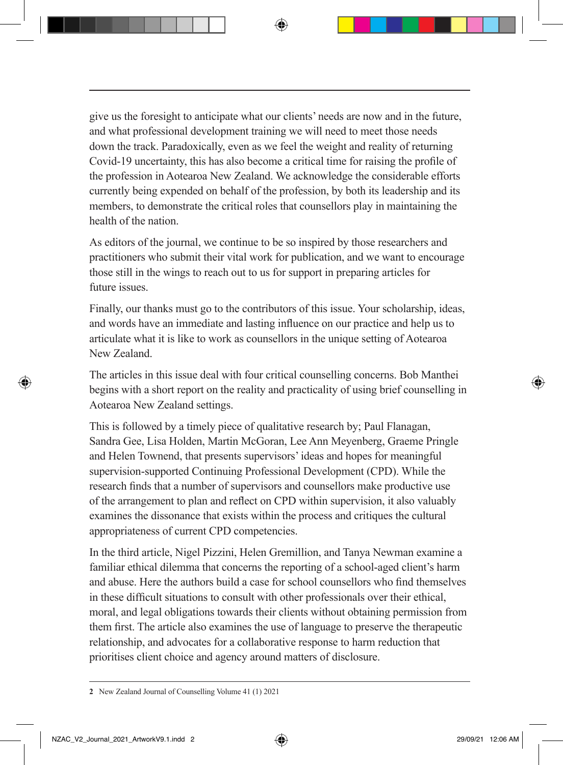give us the foresight to anticipate what our clients' needs are now and in the future, and what professional development training we will need to meet those needs down the track. Paradoxically, even as we feel the weight and reality of returning Covid-19 uncertainty, this has also become a critical time for raising the profile of the profession in Aotearoa New Zealand. We acknowledge the considerable efforts currently being expended on behalf of the profession, by both its leadership and its members, to demonstrate the critical roles that counsellors play in maintaining the health of the nation.

As editors of the journal, we continue to be so inspired by those researchers and practitioners who submit their vital work for publication, and we want to encourage those still in the wings to reach out to us for support in preparing articles for future issues.

Finally, our thanks must go to the contributors of this issue. Your scholarship, ideas, and words have an immediate and lasting influence on our practice and help us to articulate what it is like to work as counsellors in the unique setting of Aotearoa New Zealand.

The articles in this issue deal with four critical counselling concerns. Bob Manthei begins with a short report on the reality and practicality of using brief counselling in Aotearoa New Zealand settings.

This is followed by a timely piece of qualitative research by; Paul Flanagan, Sandra Gee, Lisa Holden, Martin McGoran, Lee Ann Meyenberg, Graeme Pringle and Helen Townend, that presents supervisors' ideas and hopes for meaningful supervision-supported Continuing Professional Development (CPD). While the research finds that a number of supervisors and counsellors make productive use of the arrangement to plan and reflect on CPD within supervision, it also valuably examines the dissonance that exists within the process and critiques the cultural appropriateness of current CPD competencies.

In the third article, Nigel Pizzini, Helen Gremillion, and Tanya Newman examine a familiar ethical dilemma that concerns the reporting of a school-aged client's harm and abuse. Here the authors build a case for school counsellors who find themselves in these difficult situations to consult with other professionals over their ethical, moral, and legal obligations towards their clients without obtaining permission from them first. The article also examines the use of language to preserve the therapeutic relationship, and advocates for a collaborative response to harm reduction that prioritises client choice and agency around matters of disclosure.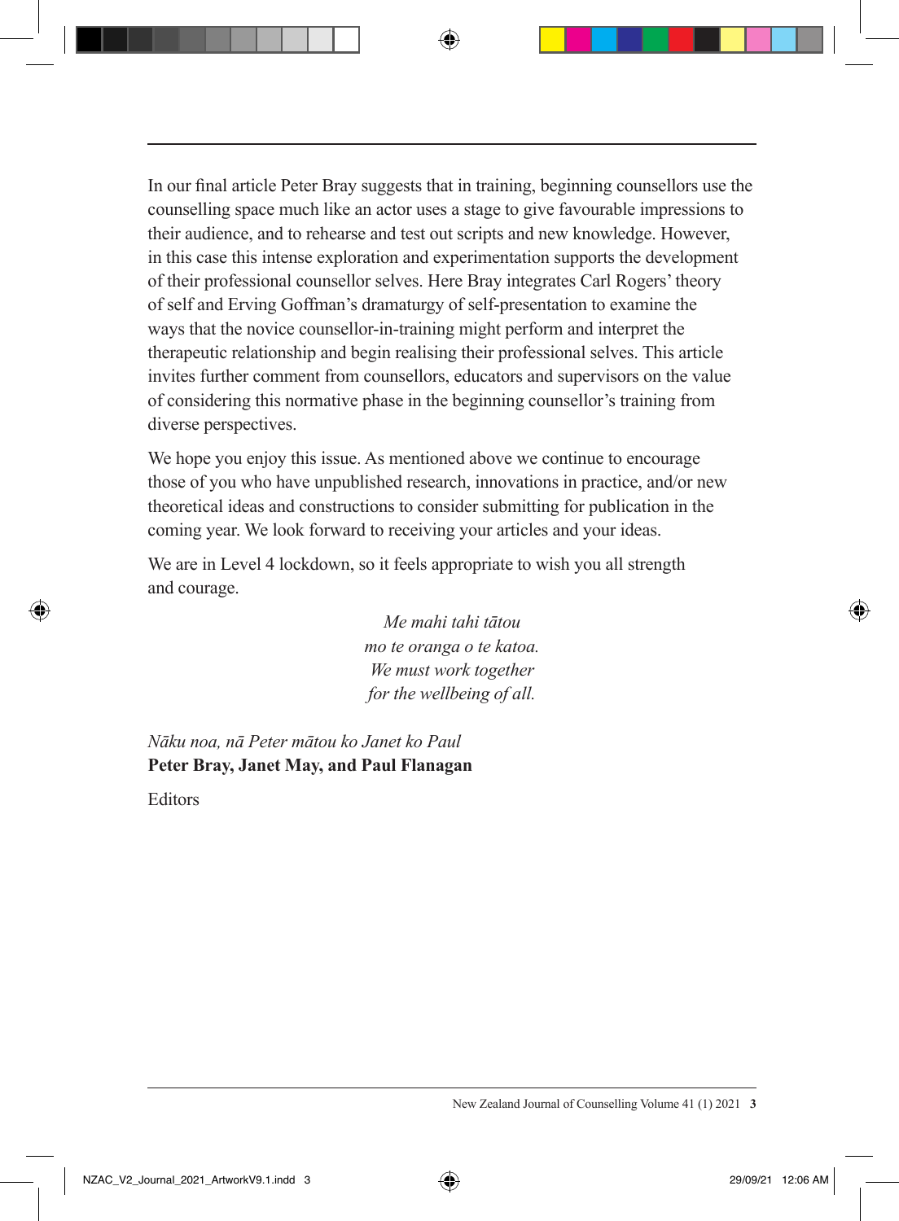In our final article Peter Bray suggests that in training, beginning counsellors use the counselling space much like an actor uses a stage to give favourable impressions to their audience, and to rehearse and test out scripts and new knowledge. However, in this case this intense exploration and experimentation supports the development of their professional counsellor selves. Here Bray integrates Carl Rogers' theory of self and Erving Goffman's dramaturgy of self-presentation to examine the ways that the novice counsellor-in-training might perform and interpret the therapeutic relationship and begin realising their professional selves. This article invites further comment from counsellors, educators and supervisors on the value of considering this normative phase in the beginning counsellor's training from diverse perspectives.

We hope you enjoy this issue. As mentioned above we continue to encourage those of you who have unpublished research, innovations in practice, and/or new theoretical ideas and constructions to consider submitting for publication in the coming year. We look forward to receiving your articles and your ideas.

We are in Level 4 lockdown, so it feels appropriate to wish you all strength and courage.

*Me mahi tahi tātou*
*mo te oranga o te katoa.*
*We must work together*
*for the wellbeing of all.*

*Nāku noa, nā Peter mātou ko Janet ko Paul*
**Peter Bray, Janet May, and Paul Flanagan**

Editors